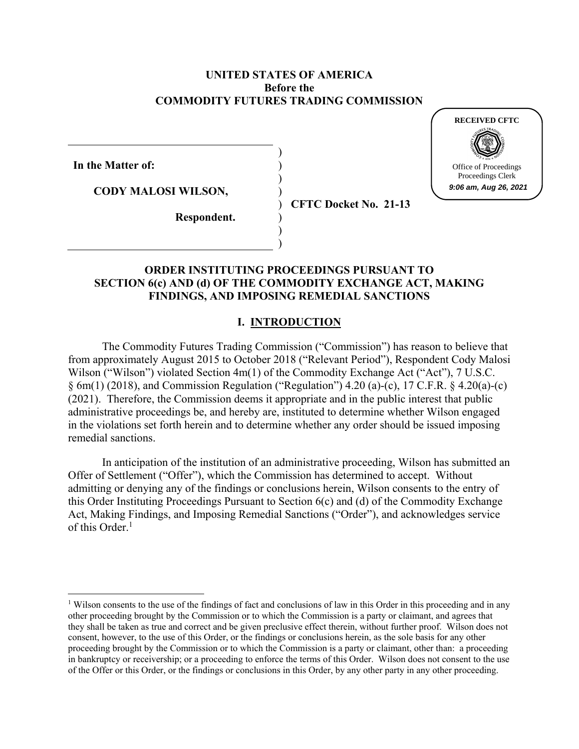**UNITED STATES OF AMERICA**
**Before the**
**COMMODITY FUTURES TRADING COMMISSION**

RECEIVED CFTC

Office of Proceedings
Proceedings Clerk
*9:06 am, Aug 26, 2021*

**In the Matter of:**

**CODY MALOSI WILSON,**

**Respondent.**

**CFTC Docket No. 21-13**

## ORDER INSTITUTING PROCEEDINGS PURSUANT TO SECTION 6(c) AND (d) OF THE COMMODITY EXCHANGE ACT, MAKING FINDINGS, AND IMPOSING REMEDIAL SANCTIONS

## I. INTRODUCTION

The Commodity Futures Trading Commission ("Commission") has reason to believe that from approximately August 2015 to October 2018 ("Relevant Period"), Respondent Cody Malosi Wilson ("Wilson") violated Section 4m(1) of the Commodity Exchange Act ("Act"), 7 U.S.C. § 6m(1) (2018), and Commission Regulation ("Regulation") 4.20 (a)-(c), 17 C.F.R. § 4.20(a)-(c) (2021). Therefore, the Commission deems it appropriate and in the public interest that public administrative proceedings be, and hereby are, instituted to determine whether Wilson engaged in the violations set forth herein and to determine whether any order should be issued imposing remedial sanctions.

In anticipation of the institution of an administrative proceeding, Wilson has submitted an Offer of Settlement ("Offer"), which the Commission has determined to accept. Without admitting or denying any of the findings or conclusions herein, Wilson consents to the entry of this Order Instituting Proceedings Pursuant to Section 6(c) and (d) of the Commodity Exchange Act, Making Findings, and Imposing Remedial Sanctions ("Order"), and acknowledges service of this Order.[1]

[1] Wilson consents to the use of the findings of fact and conclusions of law in this Order in this proceeding and in any other proceeding brought by the Commission or to which the Commission is a party or claimant, and agrees that they shall be taken as true and correct and be given preclusive effect therein, without further proof. Wilson does not consent, however, to the use of this Order, or the findings or conclusions herein, as the sole basis for any other proceeding brought by the Commission or to which the Commission is a party or claimant, other than: a proceeding in bankruptcy or receivership; or a proceeding to enforce the terms of this Order. Wilson does not consent to the use of the Offer or this Order, or the findings or conclusions in this Order, by any other party in any other proceeding.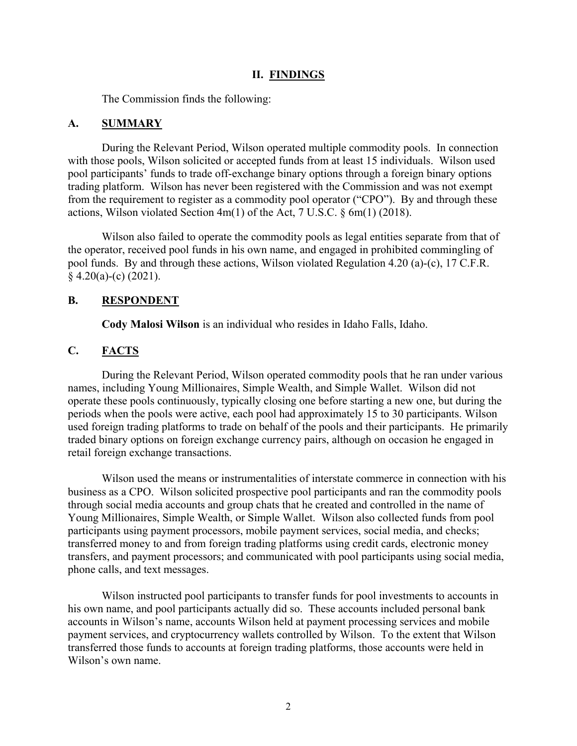## II. FINDINGS

The Commission finds the following:

### A. SUMMARY

During the Relevant Period, Wilson operated multiple commodity pools. In connection with those pools, Wilson solicited or accepted funds from at least 15 individuals. Wilson used pool participants' funds to trade off-exchange binary options through a foreign binary options trading platform. Wilson has never been registered with the Commission and was not exempt from the requirement to register as a commodity pool operator ("CPO"). By and through these actions, Wilson violated Section 4m(1) of the Act, 7 U.S.C. § 6m(1) (2018).

Wilson also failed to operate the commodity pools as legal entities separate from that of the operator, received pool funds in his own name, and engaged in prohibited commingling of pool funds. By and through these actions, Wilson violated Regulation 4.20 (a)-(c), 17 C.F.R. § 4.20(a)-(c) (2021).

### B. RESPONDENT

**Cody Malosi Wilson** is an individual who resides in Idaho Falls, Idaho.

### C. FACTS

During the Relevant Period, Wilson operated commodity pools that he ran under various names, including Young Millionaires, Simple Wealth, and Simple Wallet. Wilson did not operate these pools continuously, typically closing one before starting a new one, but during the periods when the pools were active, each pool had approximately 15 to 30 participants. Wilson used foreign trading platforms to trade on behalf of the pools and their participants. He primarily traded binary options on foreign exchange currency pairs, although on occasion he engaged in retail foreign exchange transactions.

Wilson used the means or instrumentalities of interstate commerce in connection with his business as a CPO. Wilson solicited prospective pool participants and ran the commodity pools through social media accounts and group chats that he created and controlled in the name of Young Millionaires, Simple Wealth, or Simple Wallet. Wilson also collected funds from pool participants using payment processors, mobile payment services, social media, and checks; transferred money to and from foreign trading platforms using credit cards, electronic money transfers, and payment processors; and communicated with pool participants using social media, phone calls, and text messages.

Wilson instructed pool participants to transfer funds for pool investments to accounts in his own name, and pool participants actually did so. These accounts included personal bank accounts in Wilson's name, accounts Wilson held at payment processing services and mobile payment services, and cryptocurrency wallets controlled by Wilson. To the extent that Wilson transferred those funds to accounts at foreign trading platforms, those accounts were held in Wilson's own name.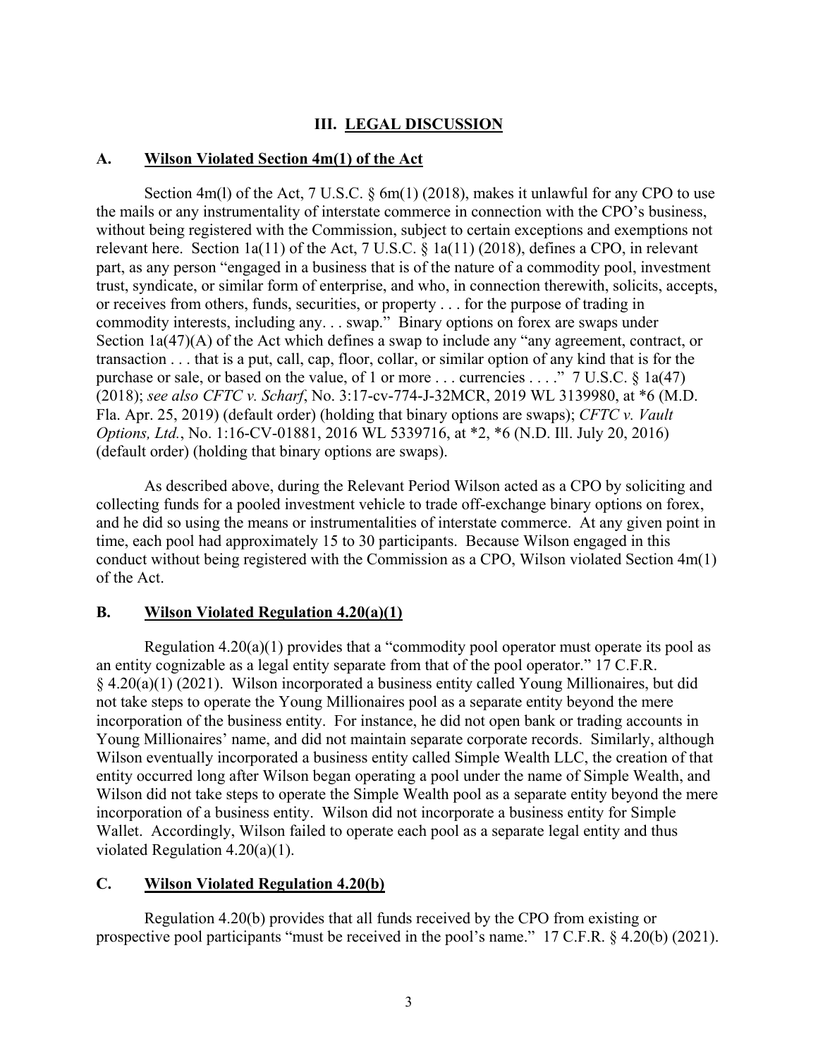## III. LEGAL DISCUSSION

### A. Wilson Violated Section 4m(1) of the Act

Section 4m(l) of the Act, 7 U.S.C. § 6m(1) (2018), makes it unlawful for any CPO to use the mails or any instrumentality of interstate commerce in connection with the CPO's business, without being registered with the Commission, subject to certain exceptions and exemptions not relevant here. Section 1a(11) of the Act, 7 U.S.C. § 1a(11) (2018), defines a CPO, in relevant part, as any person "engaged in a business that is of the nature of a commodity pool, investment trust, syndicate, or similar form of enterprise, and who, in connection therewith, solicits, accepts, or receives from others, funds, securities, or property . . . for the purpose of trading in commodity interests, including any. . . swap." Binary options on forex are swaps under Section 1a(47)(A) of the Act which defines a swap to include any "any agreement, contract, or transaction . . . that is a put, call, cap, floor, collar, or similar option of any kind that is for the purchase or sale, or based on the value, of 1 or more . . . currencies . . . ." 7 U.S.C. § 1a(47) (2018); *see also CFTC v. Scharf*, No. 3:17-cv-774-J-32MCR, 2019 WL 3139980, at *6 (M.D. Fla. Apr. 25, 2019) (default order) (holding that binary options are swaps); *CFTC v. Vault Options, Ltd.*, No. 1:16-CV-01881, 2016 WL 5339716, at *2, *6 (N.D. Ill. July 20, 2016) (default order) (holding that binary options are swaps).

As described above, during the Relevant Period Wilson acted as a CPO by soliciting and collecting funds for a pooled investment vehicle to trade off-exchange binary options on forex, and he did so using the means or instrumentalities of interstate commerce. At any given point in time, each pool had approximately 15 to 30 participants. Because Wilson engaged in this conduct without being registered with the Commission as a CPO, Wilson violated Section 4m(1) of the Act.

### B. Wilson Violated Regulation 4.20(a)(1)

Regulation 4.20(a)(1) provides that a "commodity pool operator must operate its pool as an entity cognizable as a legal entity separate from that of the pool operator." 17 C.F.R. § 4.20(a)(1) (2021). Wilson incorporated a business entity called Young Millionaires, but did not take steps to operate the Young Millionaires pool as a separate entity beyond the mere incorporation of the business entity. For instance, he did not open bank or trading accounts in Young Millionaires' name, and did not maintain separate corporate records. Similarly, although Wilson eventually incorporated a business entity called Simple Wealth LLC, the creation of that entity occurred long after Wilson began operating a pool under the name of Simple Wealth, and Wilson did not take steps to operate the Simple Wealth pool as a separate entity beyond the mere incorporation of a business entity. Wilson did not incorporate a business entity for Simple Wallet. Accordingly, Wilson failed to operate each pool as a separate legal entity and thus violated Regulation 4.20(a)(1).

### C. Wilson Violated Regulation 4.20(b)

Regulation 4.20(b) provides that all funds received by the CPO from existing or prospective pool participants "must be received in the pool's name." 17 C.F.R. § 4.20(b) (2021).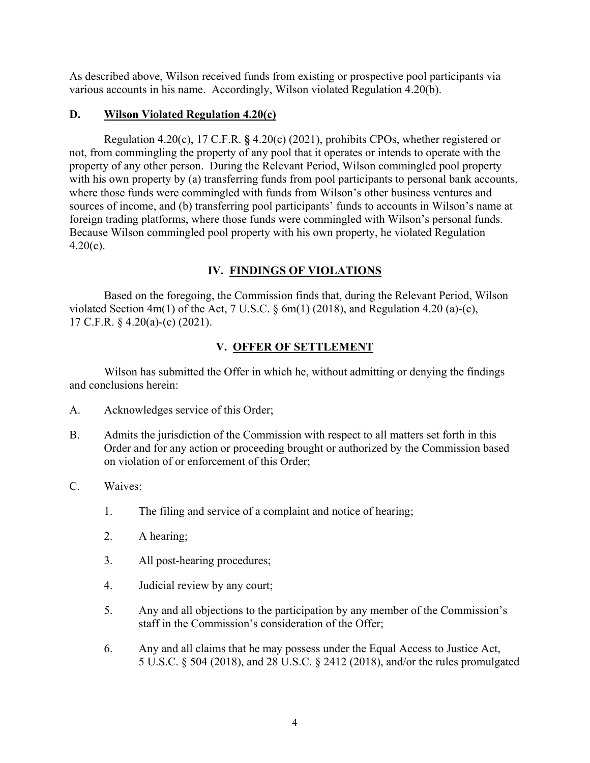As described above, Wilson received funds from existing or prospective pool participants via various accounts in his name. Accordingly, Wilson violated Regulation 4.20(b).

### D. Wilson Violated Regulation 4.20(c)

Regulation 4.20(c), 17 C.F.R. **§** 4.20(c) (2021), prohibits CPOs, whether registered or not, from commingling the property of any pool that it operates or intends to operate with the property of any other person. During the Relevant Period, Wilson commingled pool property with his own property by (a) transferring funds from pool participants to personal bank accounts, where those funds were commingled with funds from Wilson's other business ventures and sources of income, and (b) transferring pool participants' funds to accounts in Wilson's name at foreign trading platforms, where those funds were commingled with Wilson's personal funds. Because Wilson commingled pool property with his own property, he violated Regulation 4.20(c).

## IV. FINDINGS OF VIOLATIONS

Based on the foregoing, the Commission finds that, during the Relevant Period, Wilson violated Section 4m(1) of the Act, 7 U.S.C. § 6m(1) (2018), and Regulation 4.20 (a)-(c), 17 C.F.R. § 4.20(a)-(c) (2021).

## V. OFFER OF SETTLEMENT

Wilson has submitted the Offer in which he, without admitting or denying the findings and conclusions herein:

A. Acknowledges service of this Order;

B. Admits the jurisdiction of the Commission with respect to all matters set forth in this Order and for any action or proceeding brought or authorized by the Commission based on violation of or enforcement of this Order;

C. Waives:

1. The filing and service of a complaint and notice of hearing;
2. A hearing;
3. All post-hearing procedures;
4. Judicial review by any court;
5. Any and all objections to the participation by any member of the Commission's staff in the Commission's consideration of the Offer;
6. Any and all claims that he may possess under the Equal Access to Justice Act, 5 U.S.C. § 504 (2018), and 28 U.S.C. § 2412 (2018), and/or the rules promulgated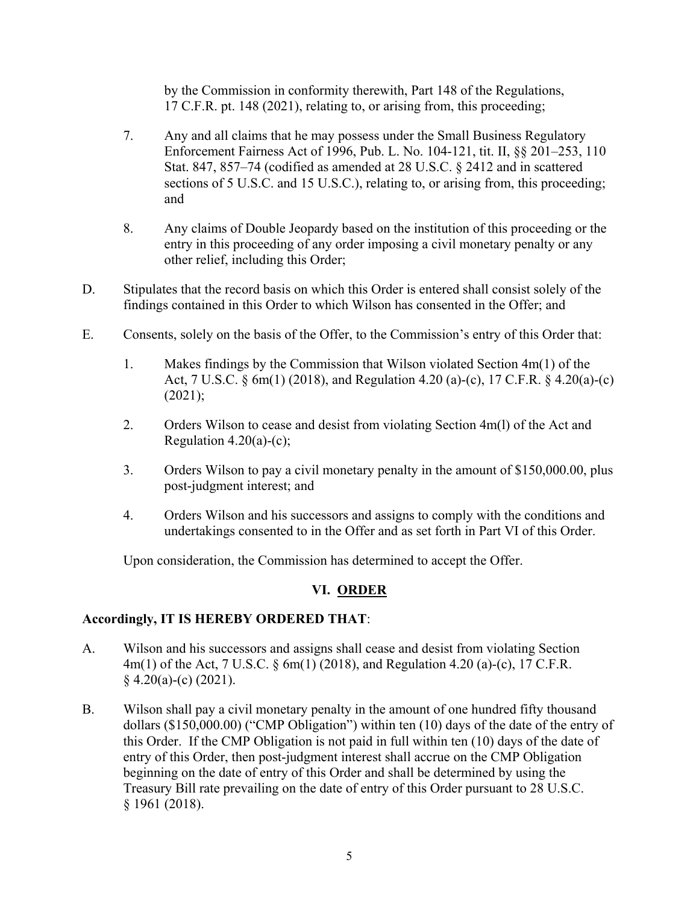by the Commission in conformity therewith, Part 148 of the Regulations, 17 C.F.R. pt. 148 (2021), relating to, or arising from, this proceeding;

7. Any and all claims that he may possess under the Small Business Regulatory Enforcement Fairness Act of 1996, Pub. L. No. 104-121, tit. II, §§ 201–253, 110 Stat. 847, 857–74 (codified as amended at 28 U.S.C. § 2412 and in scattered sections of 5 U.S.C. and 15 U.S.C.), relating to, or arising from, this proceeding; and

8. Any claims of Double Jeopardy based on the institution of this proceeding or the entry in this proceeding of any order imposing a civil monetary penalty or any other relief, including this Order;

D. Stipulates that the record basis on which this Order is entered shall consist solely of the findings contained in this Order to which Wilson has consented in the Offer; and

E. Consents, solely on the basis of the Offer, to the Commission's entry of this Order that:

1. Makes findings by the Commission that Wilson violated Section 4m(1) of the Act, 7 U.S.C. § 6m(1) (2018), and Regulation 4.20 (a)-(c), 17 C.F.R. § 4.20(a)-(c) (2021);

2. Orders Wilson to cease and desist from violating Section 4m(l) of the Act and Regulation 4.20(a)-(c);

3. Orders Wilson to pay a civil monetary penalty in the amount of $150,000.00, plus post-judgment interest; and

4. Orders Wilson and his successors and assigns to comply with the conditions and undertakings consented to in the Offer and as set forth in Part VI of this Order.

Upon consideration, the Commission has determined to accept the Offer.

## VI. ORDER

**Accordingly, IT IS HEREBY ORDERED THAT**:

A. Wilson and his successors and assigns shall cease and desist from violating Section 4m(1) of the Act, 7 U.S.C. § 6m(1) (2018), and Regulation 4.20 (a)-(c), 17 C.F.R. § 4.20(a)-(c) (2021).

B. Wilson shall pay a civil monetary penalty in the amount of one hundred fifty thousand dollars ($150,000.00) ("CMP Obligation") within ten (10) days of the date of the entry of this Order. If the CMP Obligation is not paid in full within ten (10) days of the date of entry of this Order, then post-judgment interest shall accrue on the CMP Obligation beginning on the date of entry of this Order and shall be determined by using the Treasury Bill rate prevailing on the date of entry of this Order pursuant to 28 U.S.C. § 1961 (2018).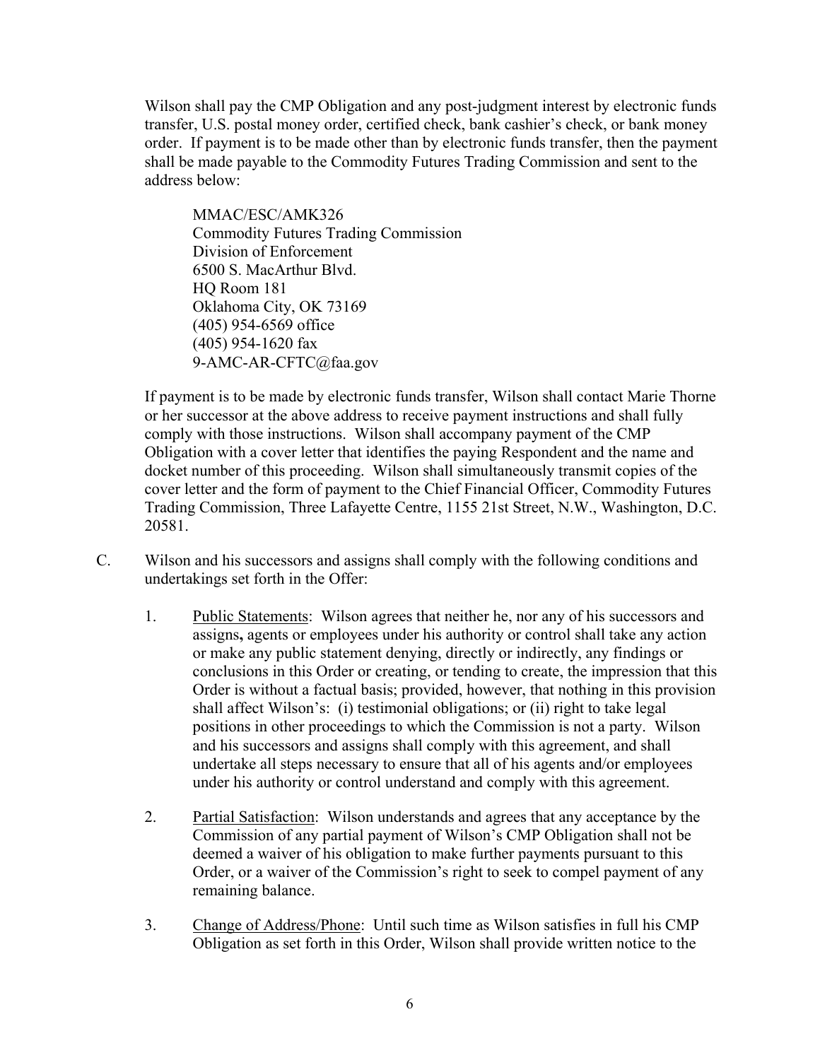Wilson shall pay the CMP Obligation and any post-judgment interest by electronic funds transfer, U.S. postal money order, certified check, bank cashier's check, or bank money order. If payment is to be made other than by electronic funds transfer, then the payment shall be made payable to the Commodity Futures Trading Commission and sent to the address below:

> MMAC/ESC/AMK326
> Commodity Futures Trading Commission
> Division of Enforcement
> 6500 S. MacArthur Blvd.
> HQ Room 181
> Oklahoma City, OK 73169
> (405) 954-6569 office
> (405) 954-1620 fax
> 9-AMC-AR-CFTC@faa.gov

If payment is to be made by electronic funds transfer, Wilson shall contact Marie Thorne or her successor at the above address to receive payment instructions and shall fully comply with those instructions. Wilson shall accompany payment of the CMP Obligation with a cover letter that identifies the paying Respondent and the name and docket number of this proceeding. Wilson shall simultaneously transmit copies of the cover letter and the form of payment to the Chief Financial Officer, Commodity Futures Trading Commission, Three Lafayette Centre, 1155 21st Street, N.W., Washington, D.C. 20581.

C. Wilson and his successors and assigns shall comply with the following conditions and undertakings set forth in the Offer:

1. Public Statements: Wilson agrees that neither he, nor any of his successors and assigns**,** agents or employees under his authority or control shall take any action or make any public statement denying, directly or indirectly, any findings or conclusions in this Order or creating, or tending to create, the impression that this Order is without a factual basis; provided, however, that nothing in this provision shall affect Wilson's: (i) testimonial obligations; or (ii) right to take legal positions in other proceedings to which the Commission is not a party. Wilson and his successors and assigns shall comply with this agreement, and shall undertake all steps necessary to ensure that all of his agents and/or employees under his authority or control understand and comply with this agreement.

2. Partial Satisfaction: Wilson understands and agrees that any acceptance by the Commission of any partial payment of Wilson's CMP Obligation shall not be deemed a waiver of his obligation to make further payments pursuant to this Order, or a waiver of the Commission's right to seek to compel payment of any remaining balance.

3. Change of Address/Phone: Until such time as Wilson satisfies in full his CMP Obligation as set forth in this Order, Wilson shall provide written notice to the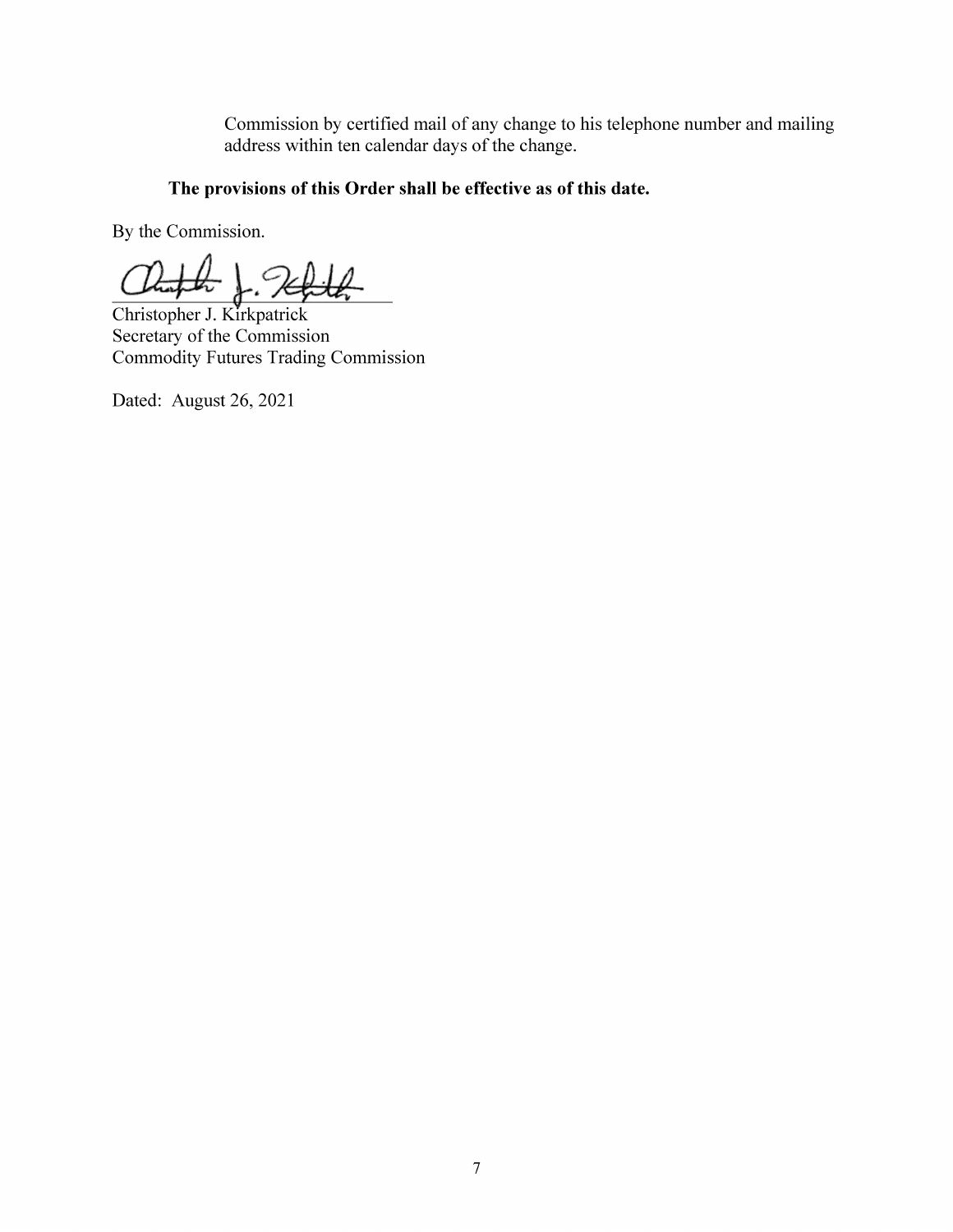Commission by certified mail of any change to his telephone number and mailing address within ten calendar days of the change.

**The provisions of this Order shall be effective as of this date.**

By the Commission.

Christopher J. Kirkpatrick
Secretary of the Commission
Commodity Futures Trading Commission

Dated: August 26, 2021